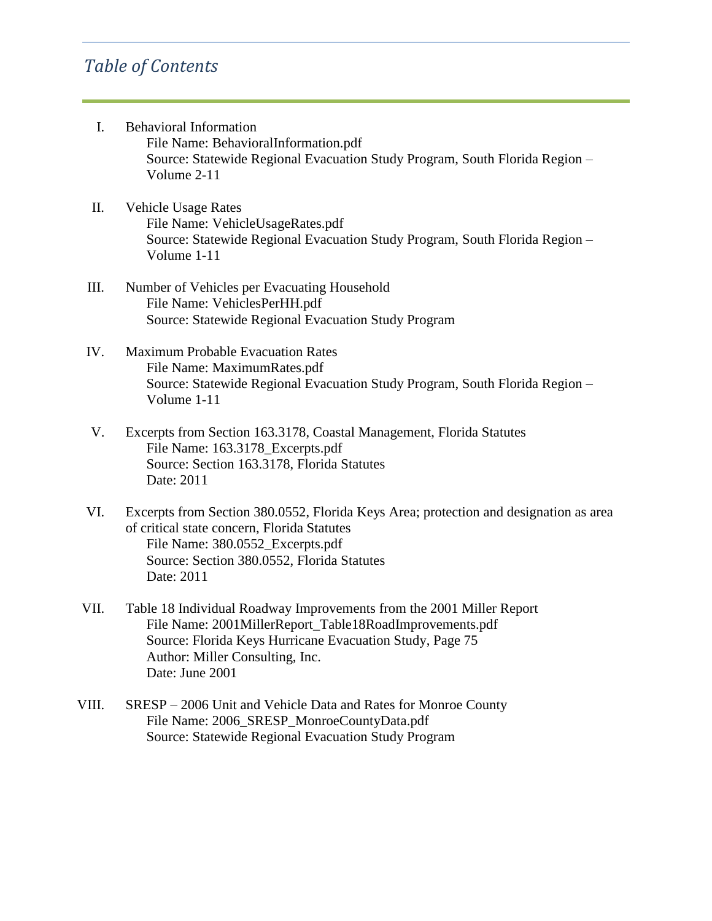# *Table of Contents*

I. Behavioral Information
   File Name: BehavioralInformation.pdf
   Source: Statewide Regional Evacuation Study Program, South Florida Region – Volume 2-11

II. Vehicle Usage Rates
   File Name: VehicleUsageRates.pdf
   Source: Statewide Regional Evacuation Study Program, South Florida Region – Volume 1-11

III. Number of Vehicles per Evacuating Household
   File Name: VehiclesPerHH.pdf
   Source: Statewide Regional Evacuation Study Program

IV. Maximum Probable Evacuation Rates
   File Name: MaximumRates.pdf
   Source: Statewide Regional Evacuation Study Program, South Florida Region – Volume 1-11

V. Excerpts from Section 163.3178, Coastal Management, Florida Statutes
   File Name: 163.3178_Excerpts.pdf
   Source: Section 163.3178, Florida Statutes
   Date: 2011

VI. Excerpts from Section 380.0552, Florida Keys Area; protection and designation as area of critical state concern, Florida Statutes
   File Name: 380.0552_Excerpts.pdf
   Source: Section 380.0552, Florida Statutes
   Date: 2011

VII. Table 18 Individual Roadway Improvements from the 2001 Miller Report
   File Name: 2001MillerReport_Table18RoadImprovements.pdf
   Source: Florida Keys Hurricane Evacuation Study, Page 75
   Author: Miller Consulting, Inc.
   Date: June 2001

VIII. SRESP – 2006 Unit and Vehicle Data and Rates for Monroe County
   File Name: 2006_SRESP_MonroeCountyData.pdf
   Source: Statewide Regional Evacuation Study Program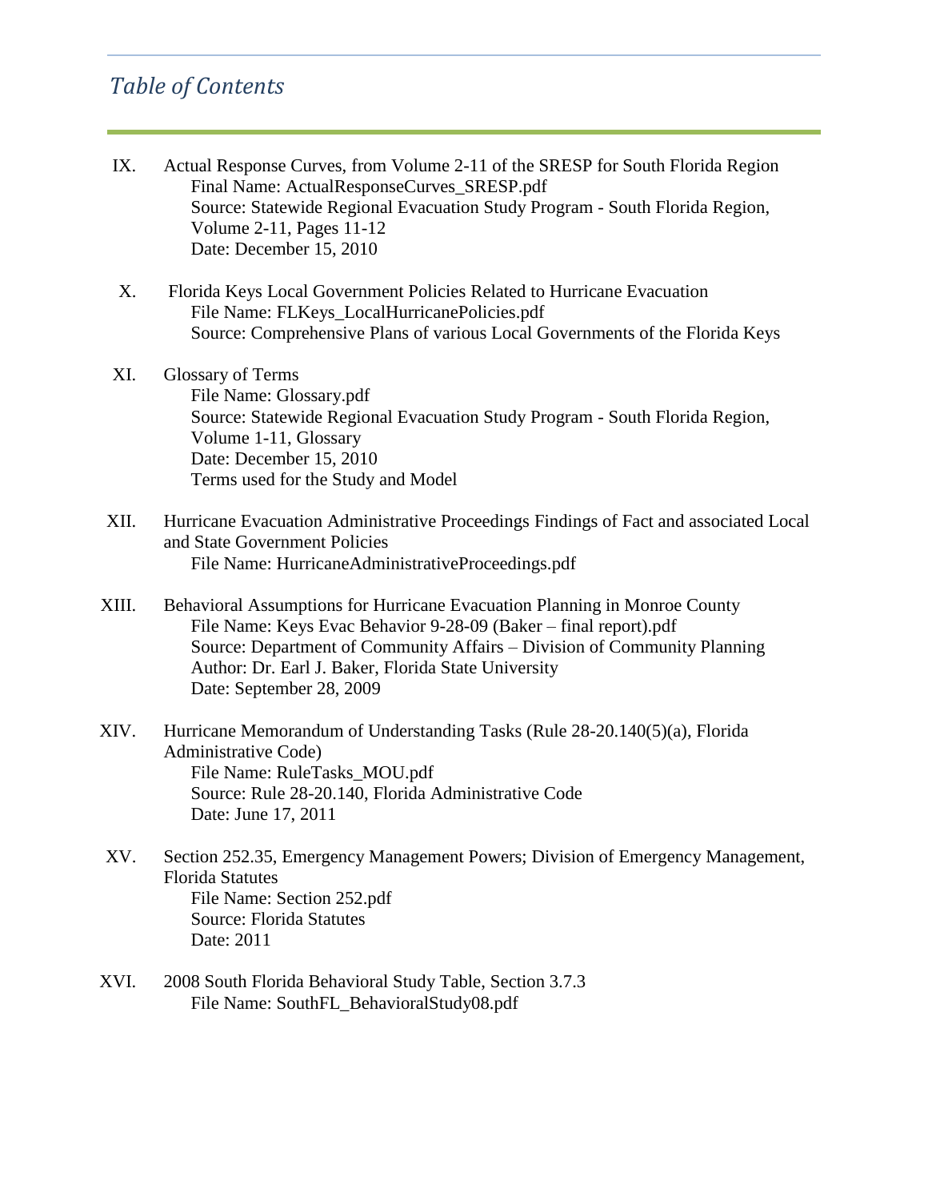# *Table of Contents*

IX. Actual Response Curves, from Volume 2-11 of the SRESP for South Florida Region
   Final Name: ActualResponseCurves_SRESP.pdf
   Source: Statewide Regional Evacuation Study Program - South Florida Region, Volume 2-11, Pages 11-12
   Date: December 15, 2010

X. Florida Keys Local Government Policies Related to Hurricane Evacuation
   File Name: FLKeys_LocalHurricanePolicies.pdf
   Source: Comprehensive Plans of various Local Governments of the Florida Keys

XI. Glossary of Terms
   File Name: Glossary.pdf
   Source: Statewide Regional Evacuation Study Program - South Florida Region, Volume 1-11, Glossary
   Date: December 15, 2010
   Terms used for the Study and Model

XII. Hurricane Evacuation Administrative Proceedings Findings of Fact and associated Local and State Government Policies
   File Name: HurricaneAdministrativeProceedings.pdf

XIII. Behavioral Assumptions for Hurricane Evacuation Planning in Monroe County
   File Name: Keys Evac Behavior 9-28-09 (Baker – final report).pdf
   Source: Department of Community Affairs – Division of Community Planning
   Author: Dr. Earl J. Baker, Florida State University
   Date: September 28, 2009

XIV. Hurricane Memorandum of Understanding Tasks (Rule 28-20.140(5)(a), Florida Administrative Code)
   File Name: RuleTasks_MOU.pdf
   Source: Rule 28-20.140, Florida Administrative Code
   Date: June 17, 2011

XV. Section 252.35, Emergency Management Powers; Division of Emergency Management, Florida Statutes
   File Name: Section 252.pdf
   Source: Florida Statutes
   Date: 2011

XVI. 2008 South Florida Behavioral Study Table, Section 3.7.3
   File Name: SouthFL_BehavioralStudy08.pdf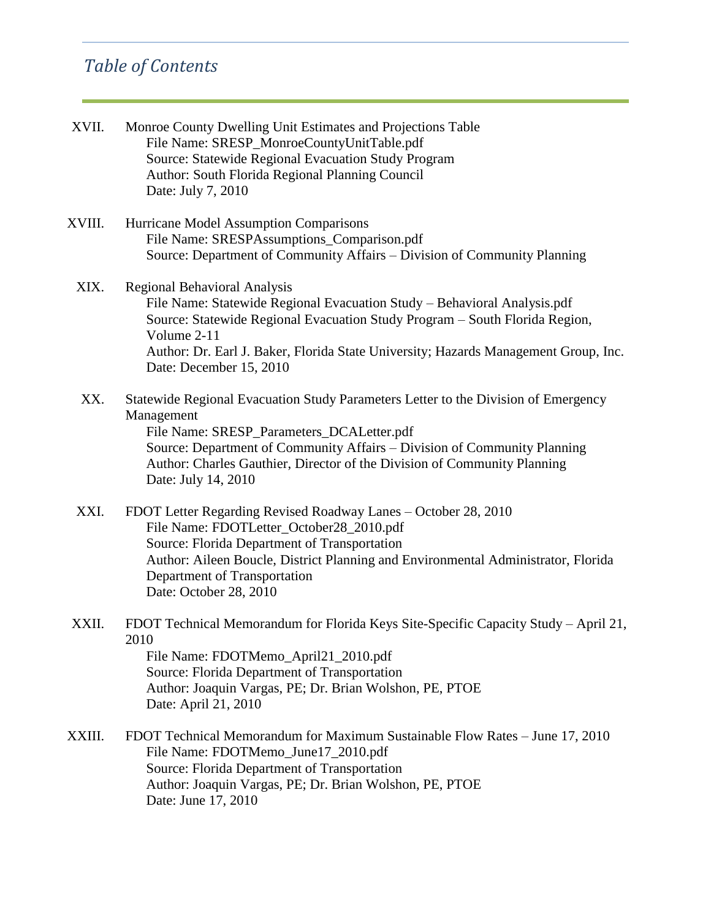## *Table of Contents*

XVII. Monroe County Dwelling Unit Estimates and Projections Table
  File Name: SRESP_MonroeCountyUnitTable.pdf
  Source: Statewide Regional Evacuation Study Program
  Author: South Florida Regional Planning Council
  Date: July 7, 2010

XVIII. Hurricane Model Assumption Comparisons
  File Name: SRESPAssumptions_Comparison.pdf
  Source: Department of Community Affairs – Division of Community Planning

XIX. Regional Behavioral Analysis
  File Name: Statewide Regional Evacuation Study – Behavioral Analysis.pdf
  Source: Statewide Regional Evacuation Study Program – South Florida Region, Volume 2-11
  Author: Dr. Earl J. Baker, Florida State University; Hazards Management Group, Inc.
  Date: December 15, 2010

XX. Statewide Regional Evacuation Study Parameters Letter to the Division of Emergency Management
  File Name: SRESP_Parameters_DCALetter.pdf
  Source: Department of Community Affairs – Division of Community Planning
  Author: Charles Gauthier, Director of the Division of Community Planning
  Date: July 14, 2010

XXI. FDOT Letter Regarding Revised Roadway Lanes – October 28, 2010
  File Name: FDOTLetter_October28_2010.pdf
  Source: Florida Department of Transportation
  Author: Aileen Boucle, District Planning and Environmental Administrator, Florida Department of Transportation
  Date: October 28, 2010

XXII. FDOT Technical Memorandum for Florida Keys Site-Specific Capacity Study – April 21, 2010
  File Name: FDOTMemo_April21_2010.pdf
  Source: Florida Department of Transportation
  Author: Joaquin Vargas, PE; Dr. Brian Wolshon, PE, PTOE
  Date: April 21, 2010

XXIII. FDOT Technical Memorandum for Maximum Sustainable Flow Rates – June 17, 2010
  File Name: FDOTMemo_June17_2010.pdf
  Source: Florida Department of Transportation
  Author: Joaquin Vargas, PE; Dr. Brian Wolshon, PE, PTOE
  Date: June 17, 2010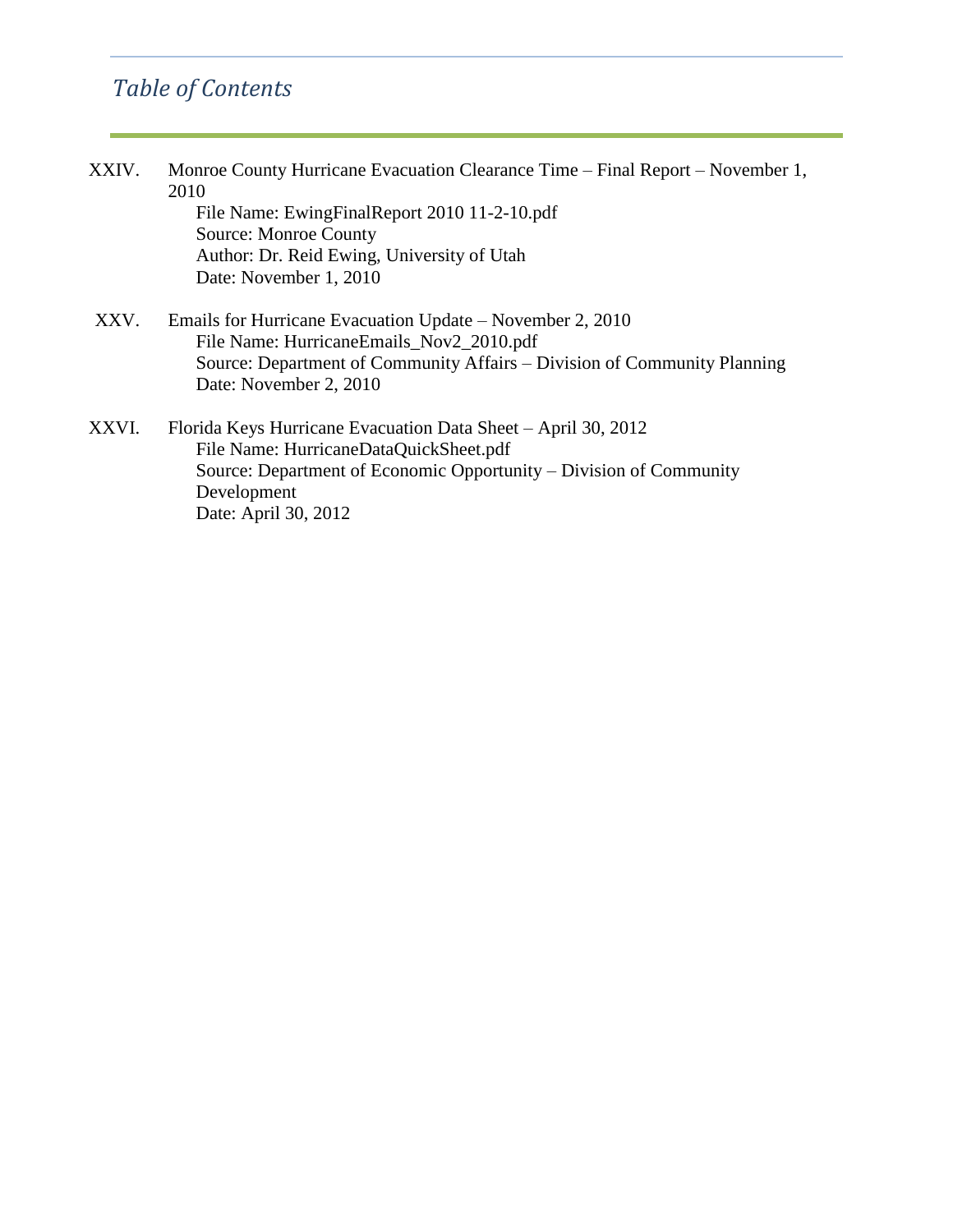## *Table of Contents*

XXIV. Monroe County Hurricane Evacuation Clearance Time – Final Report – November 1, 2010
  File Name: EwingFinalReport 2010 11-2-10.pdf
  Source: Monroe County
  Author: Dr. Reid Ewing, University of Utah
  Date: November 1, 2010

XXV. Emails for Hurricane Evacuation Update – November 2, 2010
  File Name: HurricaneEmails_Nov2_2010.pdf
  Source: Department of Community Affairs – Division of Community Planning
  Date: November 2, 2010

XXVI. Florida Keys Hurricane Evacuation Data Sheet – April 30, 2012
  File Name: HurricaneDataQuickSheet.pdf
  Source: Department of Economic Opportunity – Division of Community Development
  Date: April 30, 2012